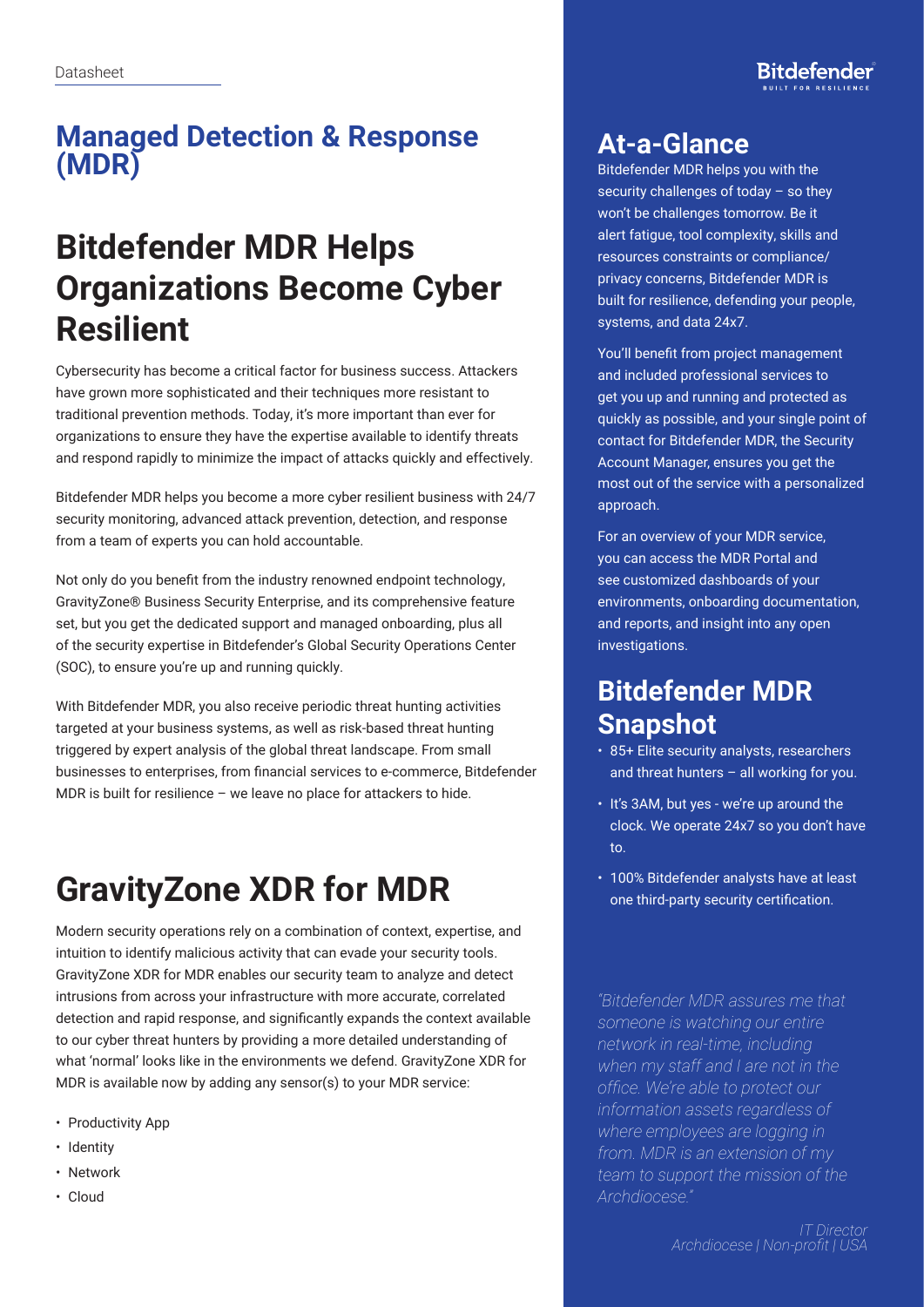Datasheet

# Managed Detection & Response (MDR)

## Bitdefender MDR Helps Organizations Become Cyber Resilient

Cybersecurity has become a critical factor for business success. Attackers have grown more sophisticated and their techniques more resistant to traditional prevention methods. Today, it's more important than ever for organizations to ensure they have the expertise available to identify threats and respond rapidly to minimize the impact of attacks quickly and effectively.

Bitdefender MDR helps you become a more cyber resilient business with 24/7 security monitoring, advanced attack prevention, detection, and response from a team of experts you can hold accountable.

Not only do you benefit from the industry renowned endpoint technology, GravityZone® Business Security Enterprise, and its comprehensive feature set, but you get the dedicated support and managed onboarding, plus all of the security expertise in Bitdefender's Global Security Operations Center (SOC), to ensure you're up and running quickly.

With Bitdefender MDR, you also receive periodic threat hunting activities targeted at your business systems, as well as risk-based threat hunting triggered by expert analysis of the global threat landscape. From small businesses to enterprises, from financial services to e-commerce, Bitdefender MDR is built for resilience – we leave no place for attackers to hide.

## GravityZone XDR for MDR

Modern security operations rely on a combination of context, expertise, and intuition to identify malicious activity that can evade your security tools. GravityZone XDR for MDR enables our security team to analyze and detect intrusions from across your infrastructure with more accurate, correlated detection and rapid response, and significantly expands the context available to our cyber threat hunters by providing a more detailed understanding of what 'normal' looks like in the environments we defend. GravityZone XDR for MDR is available now by adding any sensor(s) to your MDR service:

- Productivity App
- Identity
- Network
- Cloud

## At-a-Glance

Bitdefender MDR helps you with the security challenges of today – so they won't be challenges tomorrow. Be it alert fatigue, tool complexity, skills and resources constraints or compliance/ privacy concerns, Bitdefender MDR is built for resilience, defending your people, systems, and data 24x7.

You'll benefit from project management and included professional services to get you up and running and protected as quickly as possible, and your single point of contact for Bitdefender MDR, the Security Account Manager, ensures you get the most out of the service with a personalized approach.

For an overview of your MDR service, you can access the MDR Portal and see customized dashboards of your environments, onboarding documentation, and reports, and insight into any open investigations.

## Bitdefender MDR Snapshot

- 85+ Elite security analysts, researchers and threat hunters – all working for you.
- It's 3AM, but yes - we're up around the clock. We operate 24x7 so you don't have to.
- 100% Bitdefender analysts have at least one third-party security certification.

*"Bitdefender MDR assures me that someone is watching our entire network in real-time, including when my staff and I are not in the office. We're able to protect our information assets regardless of where employees are logging in from. MDR is an extension of my team to support the mission of the Archdiocese."*

*IT Director*
*Archdiocese | Non-profit | USA*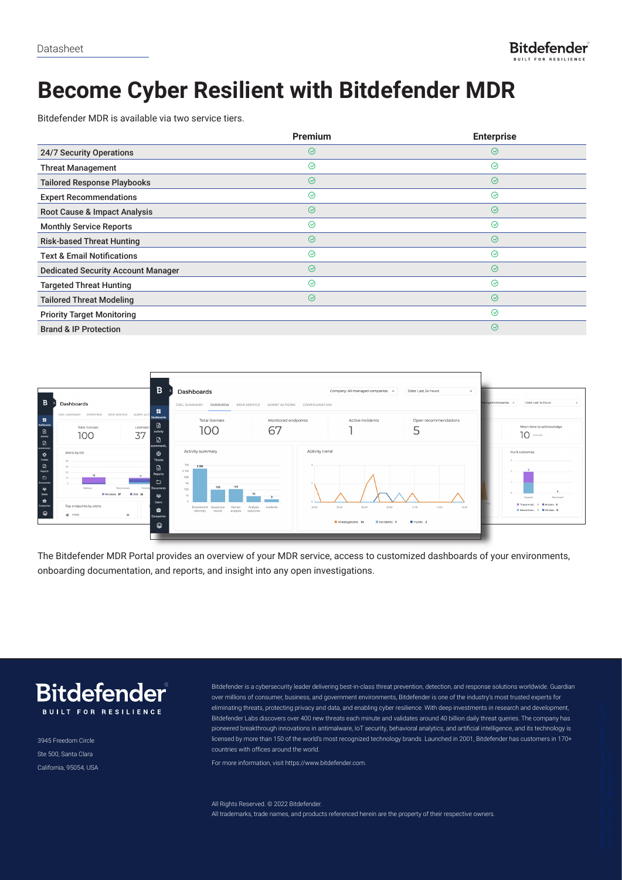Datasheet

# Become Cyber Resilient with Bitdefender MDR

Bitdefender MDR is available via two service tiers.

| | Premium | Enterprise |
|---|---|---|
| 24/7 Security Operations | ✓ | ✓ |
| Threat Management | ✓ | ✓ |
| Tailored Response Playbooks | ✓ | ✓ |
| Expert Recommendations | ✓ | ✓ |
| Root Cause & Impact Analysis | ✓ | ✓ |
| Monthly Service Reports | ✓ | ✓ |
| Risk-based Threat Hunting | ✓ | ✓ |
| Text & Email Notifications | ✓ | ✓ |
| Dedicated Security Account Manager | ✓ | ✓ |
| Targeted Threat Hunting | ✓ | ✓ |
| Tailored Threat Modeling | ✓ | ✓ |
| Priority Target Monitoring | | ✓ |
| Brand & IP Protection | | ✓ |

The Bitdefender MDR Portal provides an overview of your MDR service, access to customized dashboards of your environments, onboarding documentation, and reports, and insight into any open investigations.

Bitdefender
BUILT FOR RESILIENCE

3945 Freedom Circle
Ste 500, Santa Clara
California, 95054, USA

Bitdefender is a cybersecurity leader delivering best-in-class threat prevention, detection, and response solutions worldwide. Guardian over millions of consumer, business, and government environments, Bitdefender is one of the industry's most trusted experts for eliminating threats, protecting privacy and data, and enabling cyber resilience. With deep investments in research and development, Bitdefender Labs discovers over 400 new threats each minute and validates around 40 billion daily threat queries. The company has pioneered breakthrough innovations in antimalware, IoT security, behavioral analytics, and artificial intelligence, and its technology is licensed by more than 150 of the world's most recognized technology brands. Launched in 2001, Bitdefender has customers in 170+ countries with offices around the world.

For more information, visit https://www.bitdefender.com.

All Rights Reserved. © 2022 Bitdefender.
All trademarks, trade names, and products referenced herein are the property of their respective owners.